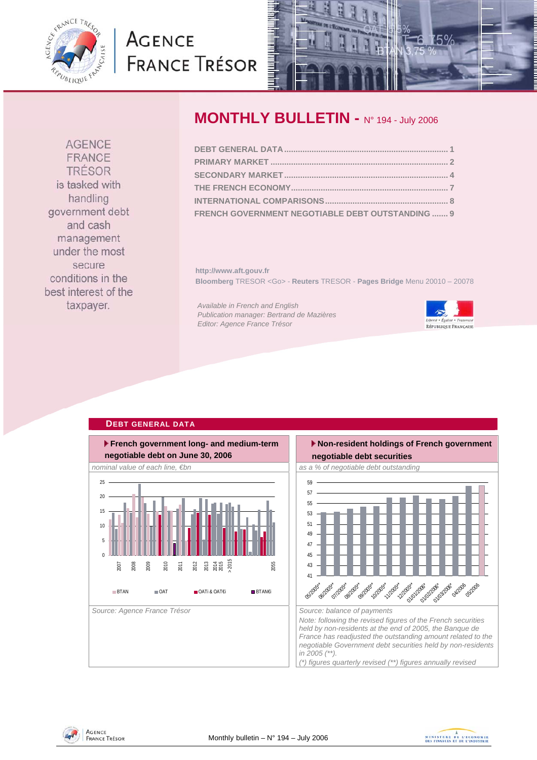# AGENCE FRANCE TRÉSOR

AGENCE FRANCE TRÉSOR is tasked with handling government debt and cash management under the most secure conditions in the best interest of the taxpayer.

# MONTHLY BULLETIN - N° 194 - July 2006

- DEBT GENERAL DATA ........ 1
- PRIMARY MARKET ........ 2
- SECONDARY MARKET ........ 4
- THE FRENCH ECONOMY ........ 7
- INTERNATIONAL COMPARISONS ........ 8
- FRENCH GOVERNMENT NEGOTIABLE DEBT OUTSTANDING ........ 9

http://www.aft.gouv.fr

**Bloomberg** TRESOR <Go> - **Reuters** TRESOR - **Pages Bridge** Menu 20010 – 20078

*Available in French and English*
*Publication manager: Bertrand de Mazières*
*Editor: Agence France Trésor*

## DEBT GENERAL DATA

### French government long- and medium-term negotiable debt on June 30, 2006

*nominal value of each line, €bn*

Legend: BTAN, OAT, OATi & OAT€i, BTAN€i

*Source: Agence France Trésor*

### Non-resident holdings of French government negotiable debt securities

*as a % of negotiable debt outstanding*

*Source: balance of payments*

*Note: following the revised figures of the French securities held by non-residents at the end of 2005, the Banque de France has readjusted the outstanding amount related to the negotiable Government debt securities held by non-residents in 2005 (**).*

*(*) figures quarterly revised (**) figures annually revised*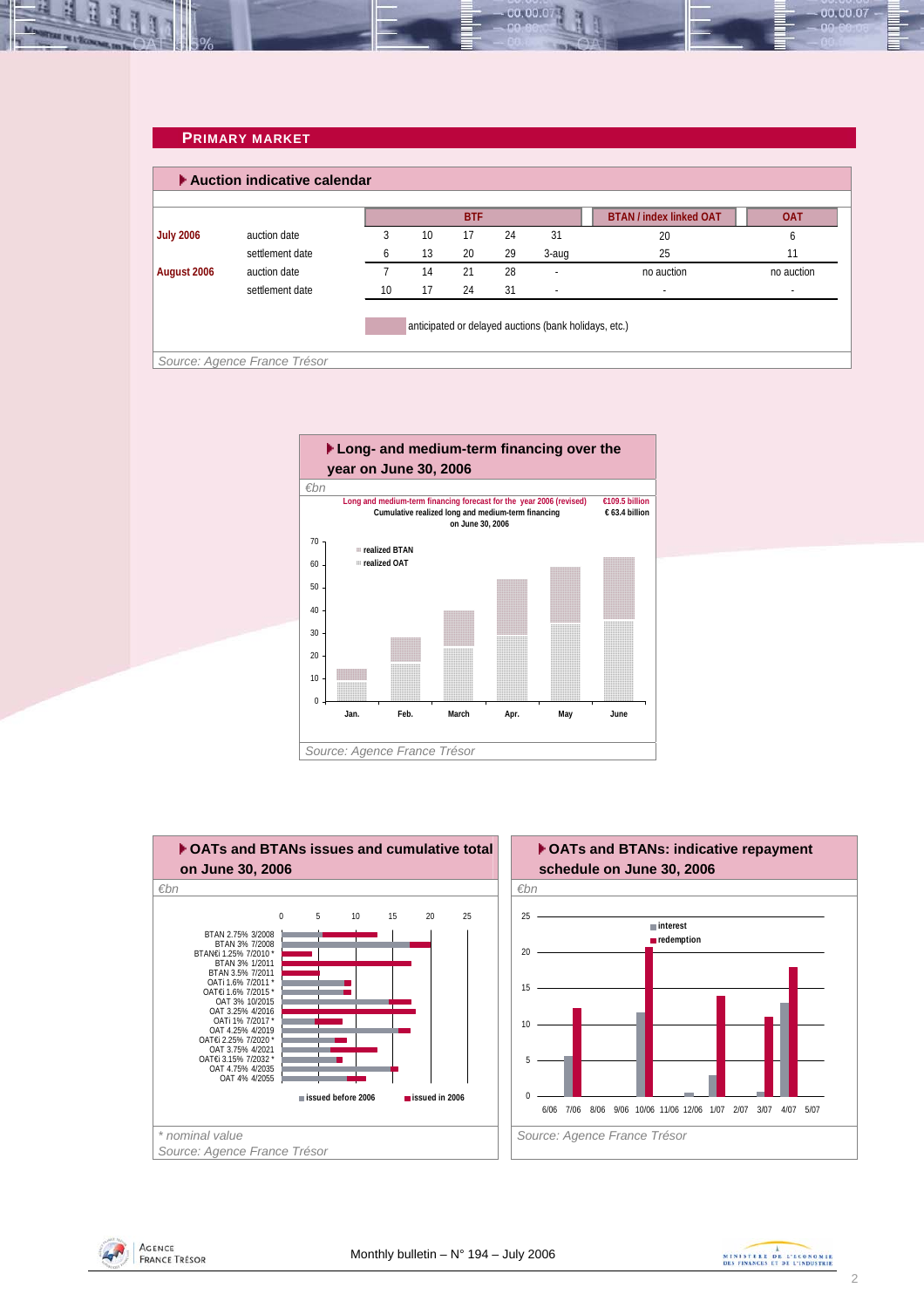## PRIMARY MARKET

### Auction indicative calendar

| | | BTF | | | | | BTAN / index linked OAT | OAT |
|---|---|---|---|---|---|---|---|---|
| **July 2006** | auction date | 3 | 10 | 17 | 24 | 31 | 20 | 6 |
| | settlement date | 6 | 13 | 20 | 29 | 3-aug | 25 | 11 |
| **August 2006** | auction date | 7 | 14 | 21 | 28 | - | no auction | no auction |
| | settlement date | 10 | 17 | 24 | 31 | - | - | - |

anticipated or delayed auctions (bank holidays, etc.)

*Source: Agence France Trésor*

### Long- and medium-term financing over the year on June 30, 2006

*€bn*

Long and medium-term financing forecast for the year 2006 (revised): €109.5 billion

Cumulative realized long and medium-term financing on June 30, 2006: € 63.4 billion

*Source: Agence France Trésor*

### OATs and BTANs issues and cumulative total on June 30, 2006

*€bn*

BTAN 2.75% 3/2008, BTAN 3% 7/2008, BTAN€i 1.25% 7/2010 *, BTAN 3% 1/2011, BTAN 3.5% 7/2011, OATi 1.6% 7/2011 *, OAT€i 1.6% 7/2015 *, OAT 3% 10/2015, OAT 3.25% 4/2016, OATi 1% 7/2017 *, OAT 4.25% 4/2019, OAT€i 2.25% 7/2020 *, OAT 3.75% 4/2021, OAT€i 3.15% 7/2032 *, OAT 4.75% 4/2035, OAT 4% 4/2055

issued before 2006 / issued in 2006

*\* nominal value*

*Source: Agence France Trésor*

### OATs and BTANs: indicative repayment schedule on June 30, 2006

*€bn*

interest / redemption

*Source: Agence France Trésor*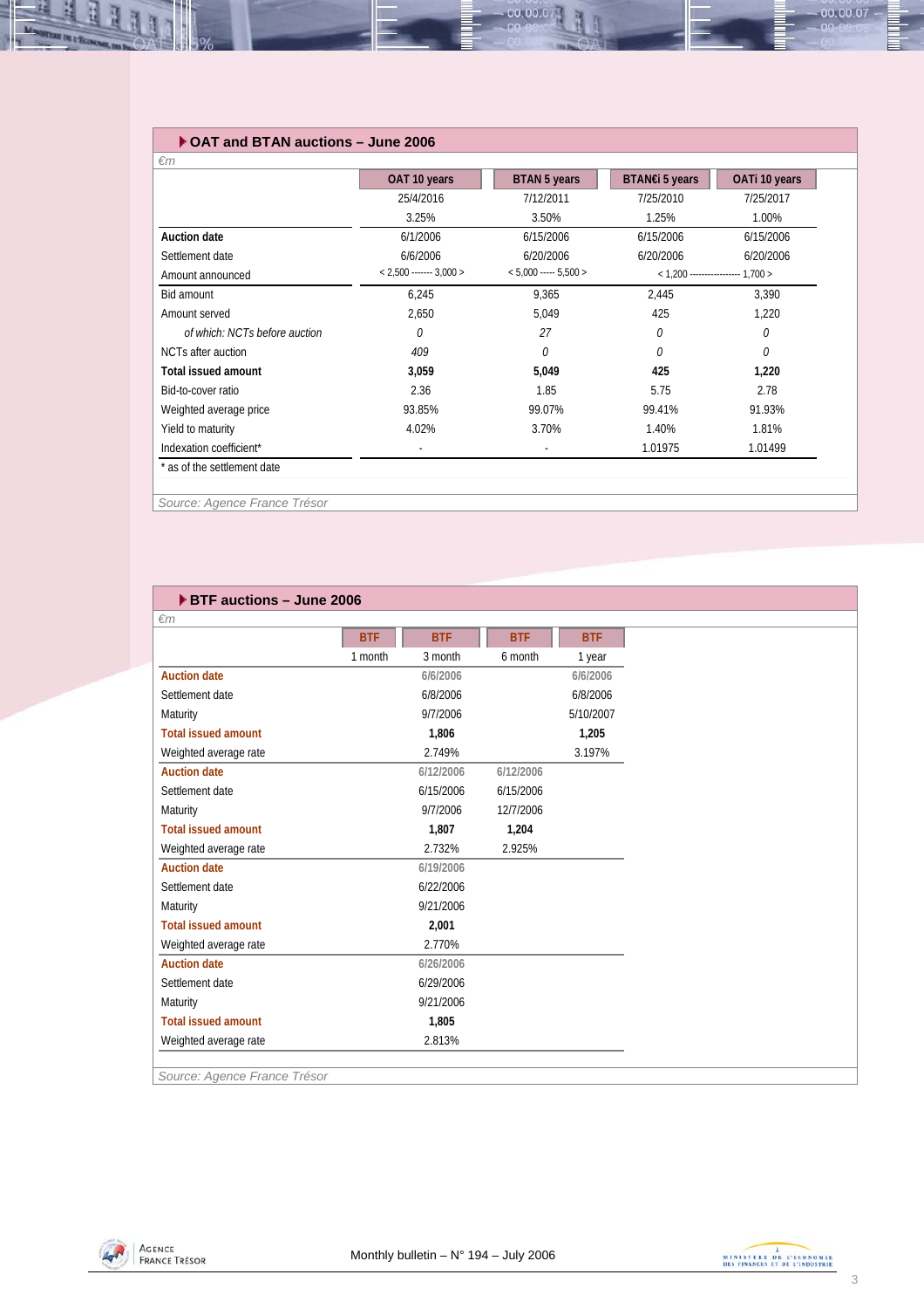## OAT and BTAN auctions – June 2006

*€m*

| | OAT 10 years | BTAN 5 years | BTAN€i 5 years | OATi 10 years |
|---|---|---|---|---|
| | 25/4/2016 | 7/12/2011 | 7/25/2010 | 7/25/2017 |
| | 3.25% | 3.50% | 1.25% | 1.00% |
| **Auction date** | 6/1/2006 | 6/15/2006 | 6/15/2006 | 6/15/2006 |
| Settlement date | 6/6/2006 | 6/20/2006 | 6/20/2006 | 6/20/2006 |
| Amount announced | < 2,500 ------- 3,000 > | < 5,000 ----- 5,500 > | < 1,200 ---------------- 1,700 > | |
| Bid amount | 6,245 | 9,365 | 2,445 | 3,390 |
| Amount served | 2,650 | 5,049 | 425 | 1,220 |
| *of which: NCTs before auction* | *0* | *27* | *0* | *0* |
| NCTs after auction | *409* | *0* | *0* | *0* |
| **Total issued amount** | **3,059** | **5,049** | **425** | **1,220** |
| Bid-to-cover ratio | 2.36 | 1.85 | 5.75 | 2.78 |
| Weighted average price | 93.85% | 99.07% | 99.41% | 91.93% |
| Yield to maturity | 4.02% | 3.70% | 1.40% | 1.81% |
| Indexation coefficient* | - | - | 1.01975 | 1.01499 |

\* as of the settlement date

*Source: Agence France Trésor*

## BTF auctions – June 2006

*€m*

| | BTF | BTF | BTF | BTF |
|---|---|---|---|---|
| | 1 month | 3 month | 6 month | 1 year |
| **Auction date** | | 6/6/2006 | | 6/6/2006 |
| Settlement date | | 6/8/2006 | | 6/8/2006 |
| Maturity | | 9/7/2006 | | 5/10/2007 |
| **Total issued amount** | | **1,806** | | **1,205** |
| Weighted average rate | | 2.749% | | 3.197% |
| **Auction date** | | 6/12/2006 | 6/12/2006 | |
| Settlement date | | 6/15/2006 | 6/15/2006 | |
| Maturity | | 9/7/2006 | 12/7/2006 | |
| **Total issued amount** | | **1,807** | **1,204** | |
| Weighted average rate | | 2.732% | 2.925% | |
| **Auction date** | | 6/19/2006 | | |
| Settlement date | | 6/22/2006 | | |
| Maturity | | 9/21/2006 | | |
| **Total issued amount** | | **2,001** | | |
| Weighted average rate | | 2.770% | | |
| **Auction date** | | 6/26/2006 | | |
| Settlement date | | 6/29/2006 | | |
| Maturity | | 9/21/2006 | | |
| **Total issued amount** | | **1,805** | | |
| Weighted average rate | | 2.813% | | |

*Source: Agence France Trésor*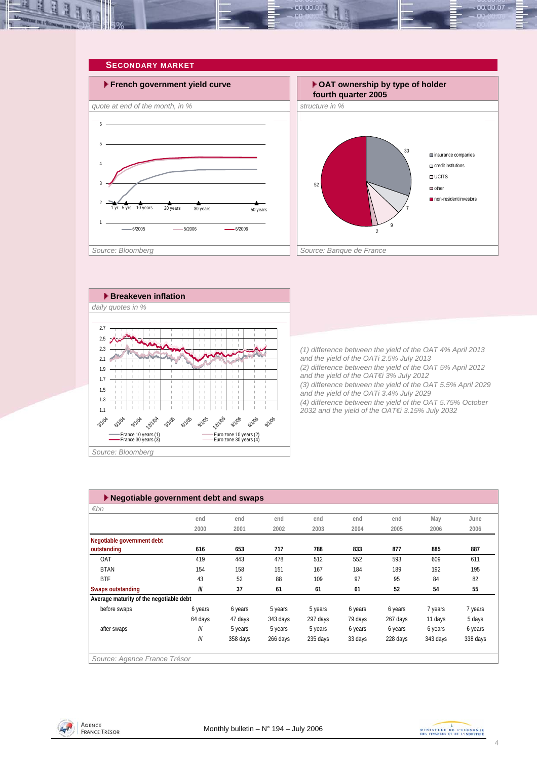## SECONDARY MARKET

### French government yield curve

*quote at end of the month, in %*

*Source: Bloomberg*

### OAT ownership by type of holder fourth quarter 2005

*structure in %*

*Source: Banque de France*

### Breakeven inflation

*daily quotes in %*

*Source: Bloomberg*

*(1) difference between the yield of the OAT 4% April 2013 and the yield of the OATi 2.5% July 2013*
*(2) difference between the yield of the OAT 5% April 2012 and the yield of the OAT€i 3% July 2012*
*(3) difference between the yield of the OAT 5.5% April 2029 and the yield of the OATi 3.4% July 2029*
*(4) difference between the yield of the OAT 5.75% October 2032 and the yield of the OAT€i 3.15% July 2032*

### Negotiable government debt and swaps

*€bn*

| | end 2000 | end 2001 | end 2002 | end 2003 | end 2004 | end 2005 | May 2006 | June 2006 |
|---|---|---|---|---|---|---|---|---|
| **Negotiable government debt outstanding** | **616** | **653** | **717** | **788** | **833** | **877** | **885** | **887** |
| OAT | 419 | 443 | 478 | 512 | 552 | 593 | 609 | 611 |
| BTAN | 154 | 158 | 151 | 167 | 184 | 189 | 192 | 195 |
| BTF | 43 | 52 | 88 | 109 | 97 | 95 | 84 | 82 |
| **Swaps outstanding** | **///** | **37** | **61** | **61** | **61** | **52** | **54** | **55** |
| **Average maturity of the negotiable debt** | | | | | | | | |
| before swaps | 6 years | 6 years | 5 years | 5 years | 6 years | 6 years | 7 years | 7 years |
| | 64 days | 47 days | 343 days | 297 days | 79 days | 267 days | 11 days | 5 days |
| after swaps | /// | 5 years | 5 years | 5 years | 6 years | 6 years | 6 years | 6 years |
| | /// | 358 days | 266 days | 235 days | 33 days | 228 days | 343 days | 338 days |

*Source: Agence France Trésor*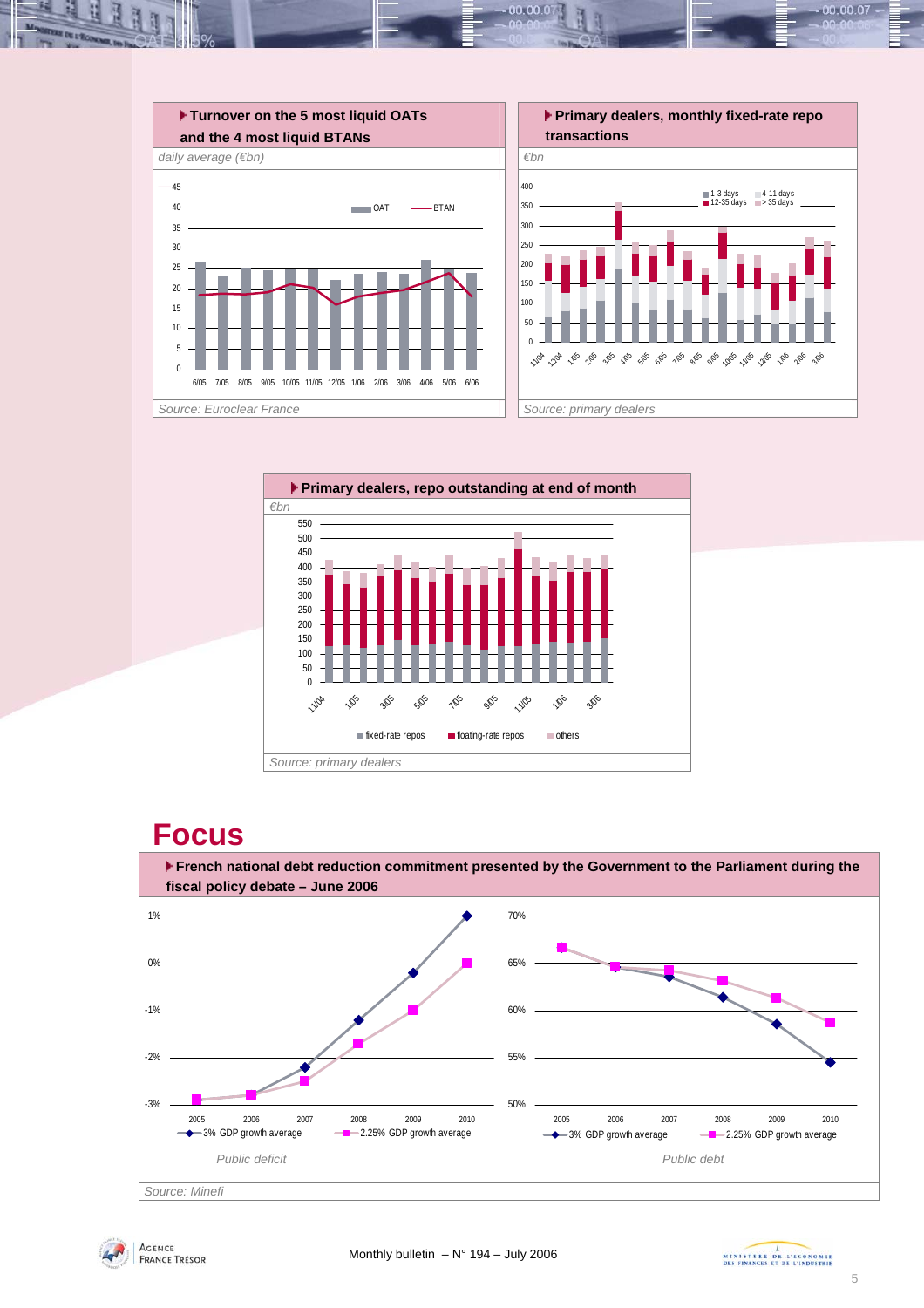**Turnover on the 5 most liquid OATs and the 4 most liquid BTANs**

*daily average (€bn)*

*Source: Euroclear France*

**Primary dealers, monthly fixed-rate repo transactions**

*€bn*

*Source: primary dealers*

**Primary dealers, repo outstanding at end of month**

*€bn*

*Source: primary dealers*

# Focus

**French national debt reduction commitment presented by the Government to the Parliament during the fiscal policy debate – June 2006**

Public deficit

Public debt

*Source: Minefi*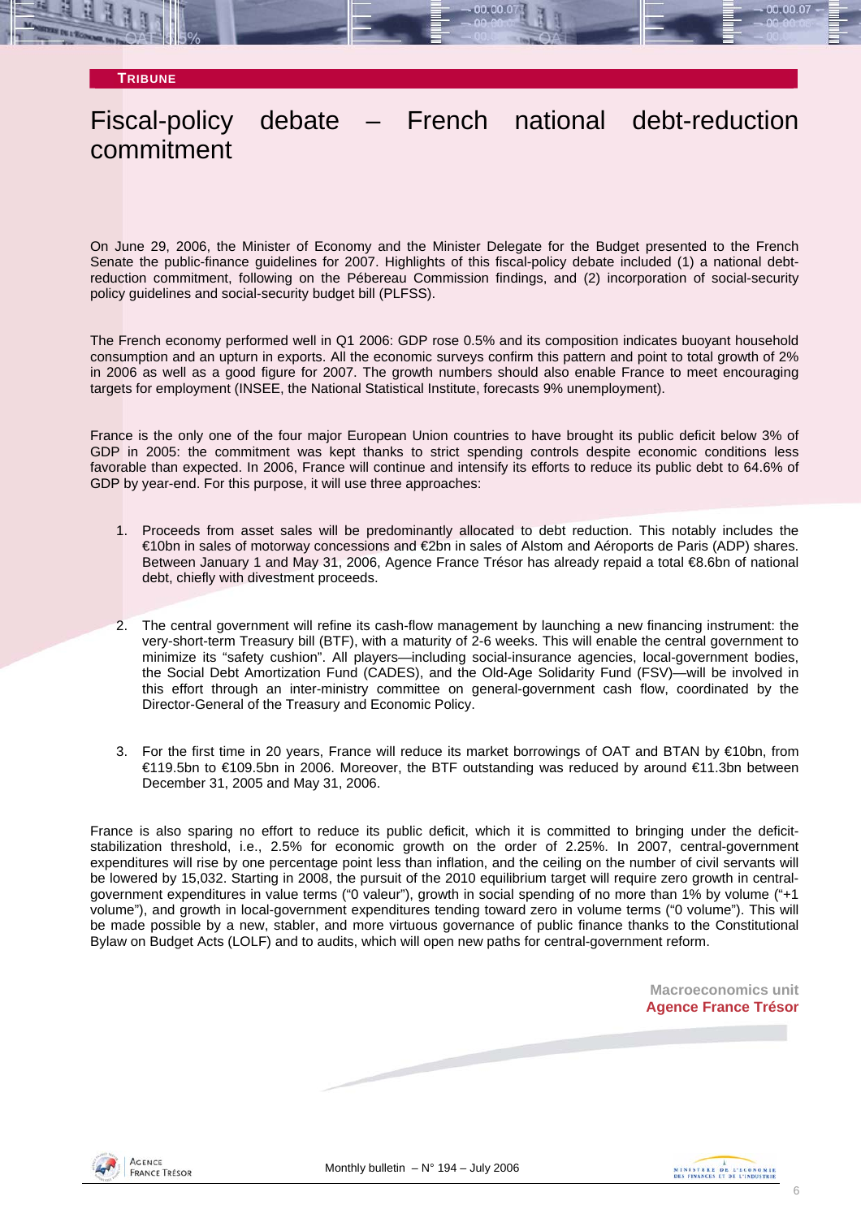**TRIBUNE**

# Fiscal-policy debate – French national debt-reduction commitment

On June 29, 2006, the Minister of Economy and the Minister Delegate for the Budget presented to the French Senate the public-finance guidelines for 2007. Highlights of this fiscal-policy debate included (1) a national debt-reduction commitment, following on the Pébereau Commission findings, and (2) incorporation of social-security policy guidelines and social-security budget bill (PLFSS).

The French economy performed well in Q1 2006: GDP rose 0.5% and its composition indicates buoyant household consumption and an upturn in exports. All the economic surveys confirm this pattern and point to total growth of 2% in 2006 as well as a good figure for 2007. The growth numbers should also enable France to meet encouraging targets for employment (INSEE, the National Statistical Institute, forecasts 9% unemployment).

France is the only one of the four major European Union countries to have brought its public deficit below 3% of GDP in 2005: the commitment was kept thanks to strict spending controls despite economic conditions less favorable than expected. In 2006, France will continue and intensify its efforts to reduce its public debt to 64.6% of GDP by year-end. For this purpose, it will use three approaches:

1. Proceeds from asset sales will be predominantly allocated to debt reduction. This notably includes the €10bn in sales of motorway concessions and €2bn in sales of Alstom and Aéroports de Paris (ADP) shares. Between January 1 and May 31, 2006, Agence France Trésor has already repaid a total €8.6bn of national debt, chiefly with divestment proceeds.

2. The central government will refine its cash-flow management by launching a new financing instrument: the very-short-term Treasury bill (BTF), with a maturity of 2-6 weeks. This will enable the central government to minimize its "safety cushion". All players—including social-insurance agencies, local-government bodies, the Social Debt Amortization Fund (CADES), and the Old-Age Solidarity Fund (FSV)—will be involved in this effort through an inter-ministry committee on general-government cash flow, coordinated by the Director-General of the Treasury and Economic Policy.

3. For the first time in 20 years, France will reduce its market borrowings of OAT and BTAN by €10bn, from €119.5bn to €109.5bn in 2006. Moreover, the BTF outstanding was reduced by around €11.3bn between December 31, 2005 and May 31, 2006.

France is also sparing no effort to reduce its public deficit, which it is committed to bringing under the deficit-stabilization threshold, i.e., 2.5% for economic growth on the order of 2.25%. In 2007, central-government expenditures will rise by one percentage point less than inflation, and the ceiling on the number of civil servants will be lowered by 15,032. Starting in 2008, the pursuit of the 2010 equilibrium target will require zero growth in central-government expenditures in value terms ("0 valeur"), growth in social spending of no more than 1% by volume ("+1 volume"), and growth in local-government expenditures tending toward zero in volume terms ("0 volume"). This will be made possible by a new, stabler, and more virtuous governance of public finance thanks to the Constitutional Bylaw on Budget Acts (LOLF) and to audits, which will open new paths for central-government reform.

**Macroeconomics unit**
**Agence France Trésor**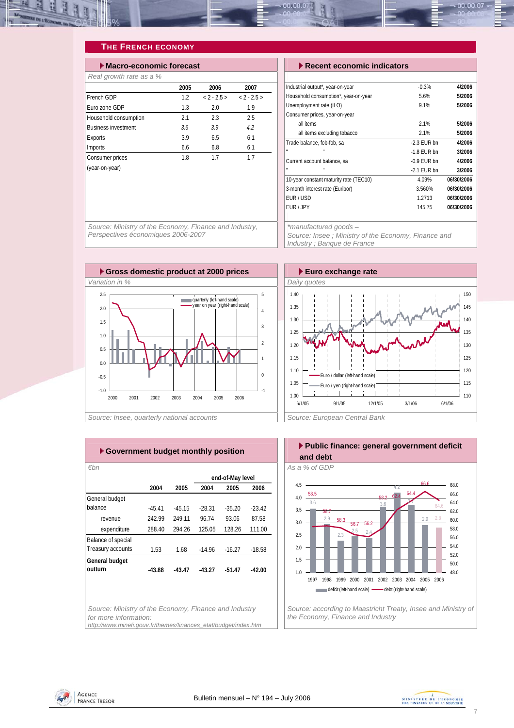## THE FRENCH ECONOMY

### Macro-economic forecast

*Real growth rate as a %*

| | 2005 | 2006 | 2007 |
|---|---|---|---|
| French GDP | 1.2 | < 2 - 2.5 > | < 2 - 2.5 > |
| Euro zone GDP | 1.3 | 2.0 | 1.9 |
| Household consumption | 2.1 | 2.3 | 2.5 |
| Business investment | *3.6* | *3.9* | *4.2* |
| Exports | 3.9 | 6.5 | 6.1 |
| Imports | 6.6 | 6.8 | 6.1 |
| Consumer prices (year-on-year) | 1.8 | 1.7 | 1.7 |

*Source: Ministry of the Economy, Finance and Industry, Perspectives économiques 2006-2007*

### Recent economic indicators

| | | |
|---|---|---|
| Industrial output*, year-on-year | -0.3% | **4/2006** |
| Household consumption*, year-on-year | 5.6% | **5/2006** |
| Unemployment rate (ILO) | 9.1% | **5/2006** |
| Consumer prices, year-on-year | | |
| all items | 2.1% | **5/2006** |
| all items excluding tobacco | 2.1% | **5/2006** |
| Trade balance, fob-fob, sa | -2.3 EUR bn | **4/2006** |
| " " | -1.8 EUR bn | **3/2006** |
| Current account balance, sa | -0.9 EUR bn | **4/2006** |
| " " | -2.1 EUR bn | **3/2006** |
| 10-year constant maturity rate (TEC10) | 4.09% | **06/30/2006** |
| 3-month interest rate (Euribor) | 3.560% | **06/30/2006** |
| EUR / USD | 1.2713 | **06/30/2006** |
| EUR / JPY | 145.75 | **06/30/2006** |

*\*manufactured goods –*
*Source: Insee ; Ministry of the Economy, Finance and Industry ; Banque de France*

### Gross domestic product at 2000 prices

*Variation in %*

*Source: Insee, quarterly national accounts*

### Euro exchange rate

*Daily quotes*

*Source: European Central Bank*

### Government budget monthly position

*€bn*

| | 2004 | 2005 | end-of-May level 2004 | 2005 | 2006 |
|---|---|---|---|---|---|
| General budget balance | -45.41 | -45.15 | -28.31 | -35.20 | -23.42 |
| revenue | 242.99 | 249.11 | 96.74 | 93.06 | 87.58 |
| expenditure | 288.40 | 294.26 | 125.05 | 128.26 | 111.00 |
| Balance of special Treasury accounts | 1.53 | 1.68 | -14.96 | -16.27 | -18.58 |
| **General budget outturn** | **-43.88** | **-43.47** | **-43.27** | **-51.47** | **-42.00** |

*Source: Ministry of the Economy, Finance and Industry*
*for more information:*
*http://www.minefi.gouv.fr/themes/finances_etat/budget/index.htm*

### Public finance: general government deficit and debt

*As a % of GDP*

*Source: according to Maastricht Treaty, Insee and Ministry of the Economy, Finance and Industry*

Bulletin mensuel – N° 194 – July 2006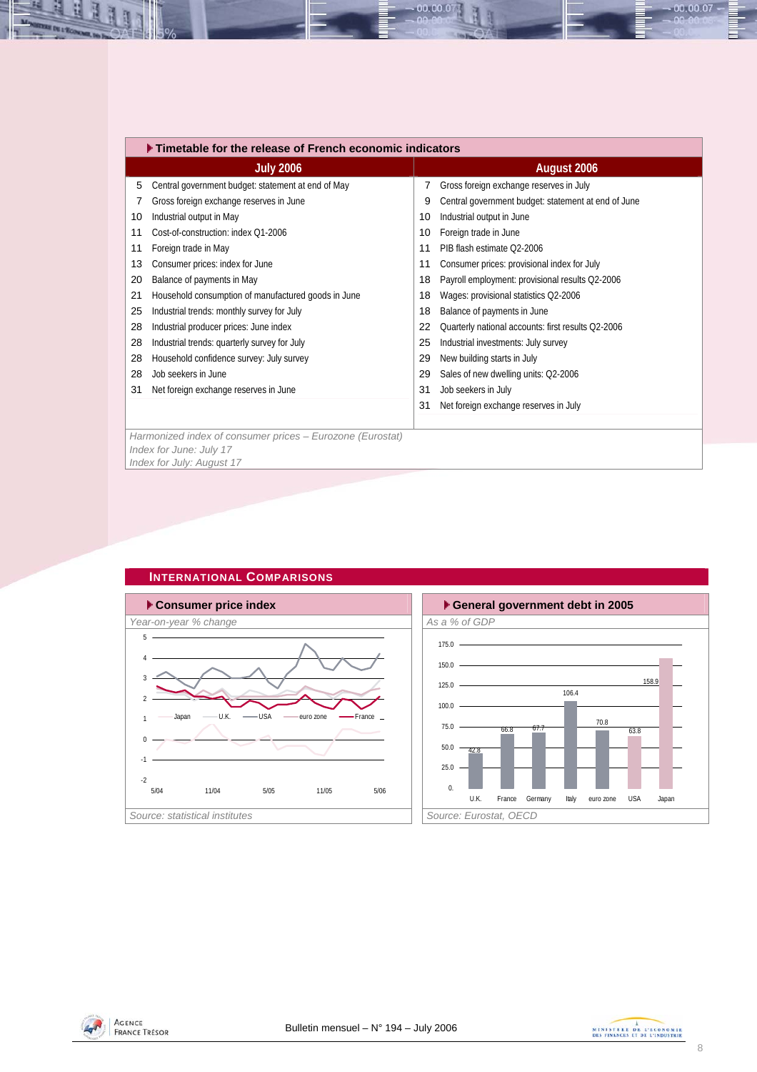## Timetable for the release of French economic indicators

| July 2006 | | August 2006 | |
|---|---|---|---|
| 5 | Central government budget: statement at end of May | 7 | Gross foreign exchange reserves in July |
| 7 | Gross foreign exchange reserves in June | 9 | Central government budget: statement at end of June |
| 10 | Industrial output in May | 10 | Industrial output in June |
| 11 | Cost-of-construction: index Q1-2006 | 10 | Foreign trade in June |
| 11 | Foreign trade in May | 11 | PIB flash estimate Q2-2006 |
| 13 | Consumer prices: index for June | 11 | Consumer prices: provisional index for July |
| 20 | Balance of payments in May | 18 | Payroll employment: provisional results Q2-2006 |
| 21 | Household consumption of manufactured goods in June | 18 | Wages: provisional statistics Q2-2006 |
| 25 | Industrial trends: monthly survey for July | 18 | Balance of payments in June |
| 28 | Industrial producer prices: June index | 22 | Quarterly national accounts: first results Q2-2006 |
| 28 | Industrial trends: quarterly survey for July | 25 | Industrial investments: July survey |
| 28 | Household confidence survey: July survey | 29 | New building starts in July |
| 28 | Job seekers in June | 29 | Sales of new dwelling units: Q2-2006 |
| 31 | Net foreign exchange reserves in June | 31 | Job seekers in July |
| | | 31 | Net foreign exchange reserves in July |

*Harmonized index of consumer prices – Eurozone (Eurostat)*
*Index for June: July 17*
*Index for July: August 17*

## International Comparisons

### Consumer price index

*Year-on-year % change*

Legend: Japan, U.K., USA, euro zone, France

*Source: statistical institutes*

### General government debt in 2005

*As a % of GDP*

| U.K. | France | Germany | Italy | euro zone | USA | Japan |
|---|---|---|---|---|---|---|
| 42.8 | 66.8 | 67.7 | 106.4 | 70.8 | 63.8 | 158.9 |

*Source: Eurostat, OECD*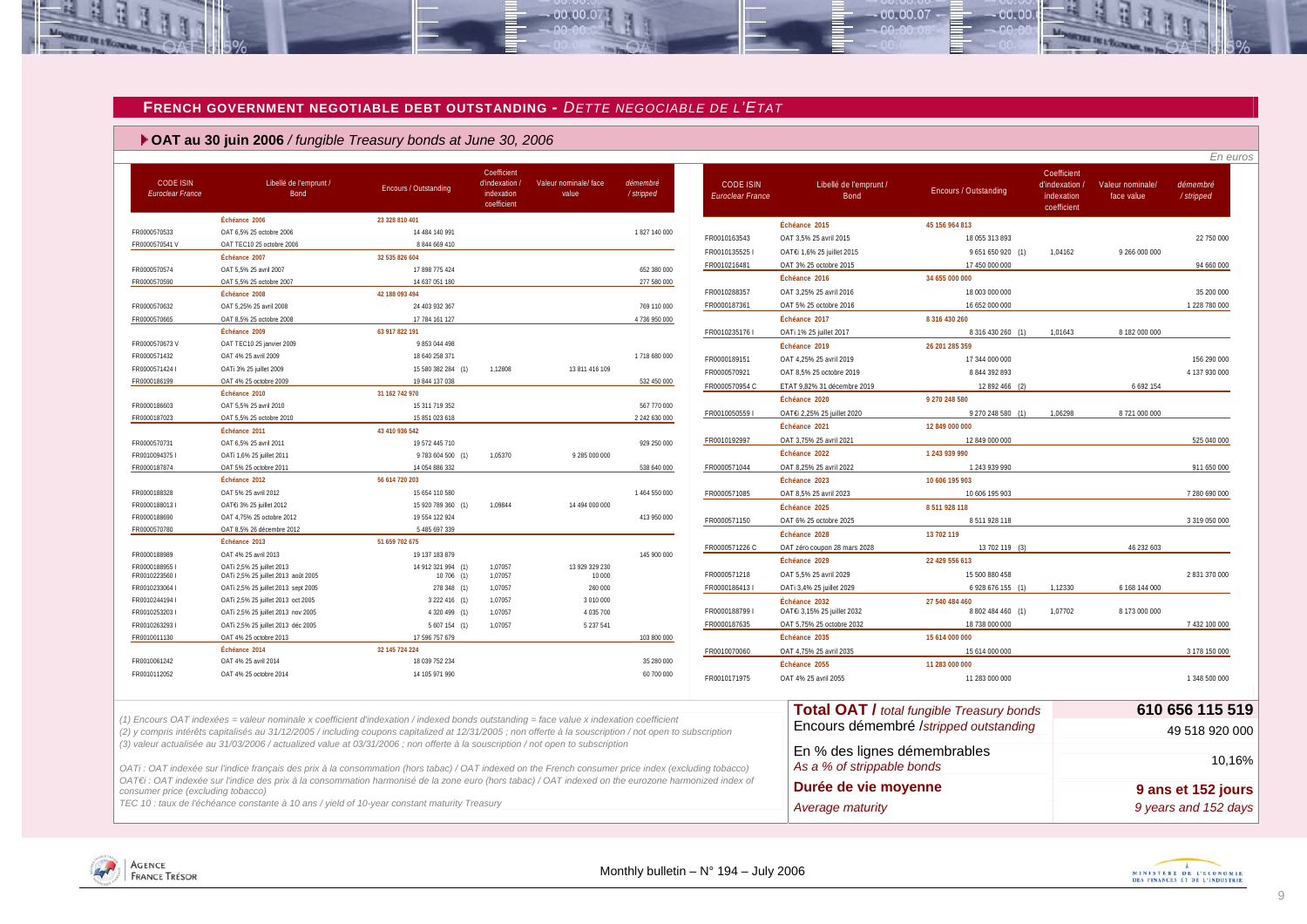## FRENCH GOVERNMENT NEGOTIABLE DEBT OUTSTANDING - *DETTE NEGOCIABLE DE L'ETAT*

### OAT au 30 juin 2006 / *fungible Treasury bonds at June 30, 2006*

*En euros*

| CODE ISIN *Euroclear France* | Libellé de l'emprunt / Bond | Encours / Outstanding | Coefficient d'indexation / indexation coefficient | Valeur nominale/ face value | démembré / stripped |
|---|---|---|---|---|---|
| | **Échéance 2006** | **23 328 810 401** | | | |
| FR0000570533 | OAT 6,5% 25 octobre 2006 | 14 484 140 991 | | | 1 827 140 000 |
| FR0000570541 V | OAT TEC10 25 octobre 2006 | 8 844 669 410 | | | |
| | **Échéance 2007** | **32 535 826 604** | | | |
| FR0000570574 | OAT 5,5% 25 avril 2007 | 17 898 775 424 | | | 652 380 000 |
| FR0000570590 | OAT 5,5% 25 octobre 2007 | 14 637 051 180 | | | 277 580 000 |
| | **Échéance 2008** | **42 188 093 494** | | | |
| FR0000570632 | OAT 5,25% 25 avril 2008 | 24 403 932 367 | | | 769 110 000 |
| FR0000570665 | OAT 8,5% 25 octobre 2008 | 17 784 161 127 | | | 4 736 950 000 |
| | **Échéance 2009** | **63 917 822 191** | | | |
| FR0000570673 V | OAT TEC10 25 janvier 2009 | 9 853 044 498 | | | |
| FR0000571432 | OAT 4% 25 avril 2009 | 18 640 258 371 | | | 1 718 680 000 |
| FR0000571424 I | OATi 3% 25 juillet 2009 | 15 580 382 284 (1) | 1,12808 | 13 811 416 109 | |
| FR0000186199 | OAT 4% 25 octobre 2009 | 19 844 137 038 | | | 532 450 000 |
| | **Échéance 2010** | **31 162 742 970** | | | |
| FR0000186603 | OAT 5,5% 25 avril 2010 | 15 311 719 352 | | | 567 770 000 |
| FR0000187023 | OAT 5,5% 25 octobre 2010 | 15 851 023 618 | | | 2 242 630 000 |
| | **Échéance 2011** | **43 410 936 542** | | | |
| FR0000570731 | OAT 6,5% 25 avril 2011 | 19 572 445 710 | | | 929 250 000 |
| FR0010094375 I | OATi 1,6% 25 juillet 2011 | 9 783 604 500 (1) | 1,05370 | 9 285 000 000 | |
| FR0000187874 | OAT 5% 25 octobre 2011 | 14 054 886 332 | | | 538 640 000 |
| | **Échéance 2012** | **56 614 720 203** | | | |
| FR0000188328 | OAT 5% 25 avril 2012 | 15 654 110 580 | | | 1 464 550 000 |
| FR0000188013 I | OAT€i 3% 25 juillet 2012 | 15 920 789 360 (1) | 1,09844 | 14 494 000 000 | |
| FR0000188690 | OAT 4,75% 25 octobre 2012 | 19 554 122 924 | | | 413 950 000 |
| FR0000570780 | OAT 8,5% 26 décembre 2012 | 5 485 697 339 | | | |
| | **Échéance 2013** | **51 659 702 675** | | | |
| FR0000188989 | OAT 4% 25 avril 2013 | 19 137 183 879 | | | 145 900 000 |
| FR0000188955 I | OATi 2,5% 25 juillet 2013 | 14 912 321 994 (1) | 1,07057 | 13 929 329 230 | |
| FR0010223560 I | OATi 2,5% 25 juillet 2013 août 2005 | 10 706 (1) | 1,07057 | 10 000 | |
| FR0010233064 I | OATi 2,5% 25 juillet 2013 sept 2005 | 278 348 (1) | 1,07057 | 260 000 | |
| FR0010244194 I | OATi 2,5% 25 juillet 2013 oct 2005 | 3 222 416 (1) | 1,07057 | 3 010 000 | |
| FR0010253203 I | OATi 2,5% 25 juillet 2013 nov 2005 | 4 320 499 (1) | 1,07057 | 4 035 700 | |
| FR0010263293 I | OATi 2,5% 25 juillet 2013 déc 2005 | 5 607 154 (1) | 1,07057 | 5 237 541 | |
| FR0010011130 | OAT 4% 25 octobre 2013 | 17 596 757 679 | | | 103 800 000 |
| | **Échéance 2014** | **32 145 724 224** | | | |
| FR0010061242 | OAT 4% 25 avril 2014 | 18 039 752 234 | | | 35 280 000 |
| FR0010112052 | OAT 4% 25 octobre 2014 | 14 105 971 990 | | | 60 700 000 |
| | **Échéance 2015** | **45 156 964 813** | | | |
| FR0010163543 | OAT 3,5% 25 avril 2015 | 18 055 313 893 | | | 22 750 000 |
| FR0010135525 I | OAT€i 1,6% 25 juillet 2015 | 9 651 650 920 (1) | 1,04162 | 9 266 000 000 | |
| FR0010216481 | OAT 3% 25 octobre 2015 | 17 450 000 000 | | | 94 660 000 |
| | **Échéance 2016** | **34 655 000 000** | | | |
| FR0010288357 | OAT 3,25% 25 avril 2016 | 18 003 000 000 | | | 35 200 000 |
| FR0000187361 | OAT 5% 25 octobre 2016 | 16 652 000 000 | | | 1 228 780 000 |
| | **Échéance 2017** | **8 316 430 260** | | | |
| FR0010235176 I | OATi 1% 25 juillet 2017 | 8 316 430 260 (1) | 1,01643 | 8 182 000 000 | |
| | **Échéance 2019** | **26 201 285 359** | | | |
| FR0000189151 | OAT 4,25% 25 avril 2019 | 17 344 000 000 | | | 156 290 000 |
| FR0000570921 | OAT 8,5% 25 octobre 2019 | 8 844 392 893 | | | 4 137 930 000 |
| FR0000570954 C | ETAT 9,82% 31 décembre 2019 | 12 892 466 (2) | | 6 692 154 | |
| | **Échéance 2020** | **9 270 248 580** | | | |
| FR0010050559 I | OAT€i 2,25% 25 juillet 2020 | 9 270 248 580 (1) | 1,06298 | 8 721 000 000 | |
| | **Échéance 2021** | **12 849 000 000** | | | |
| FR0010192997 | OAT 3,75% 25 avril 2021 | 12 849 000 000 | | | 525 040 000 |
| | **Échéance 2022** | **1 243 939 990** | | | |
| FR0000571044 | OAT 8,25% 25 avril 2022 | 1 243 939 990 | | | 911 650 000 |
| | **Échéance 2023** | **10 606 195 903** | | | |
| FR0000571085 | OAT 8,5% 25 avril 2023 | 10 606 195 903 | | | 7 280 690 000 |
| | **Échéance 2025** | **8 511 928 118** | | | |
| FR0000571150 | OAT 6% 25 octobre 2025 | 8 511 928 118 | | | 3 319 050 000 |
| | **Échéance 2028** | **13 702 119** | | | |
| FR0000571226 C | OAT zéro coupon 28 mars 2028 | 13 702 119 (3) | | 46 232 603 | |
| | **Échéance 2029** | **22 429 556 613** | | | |
| FR0000571218 | OAT 5,5% 25 avril 2029 | 15 500 880 458 | | | 2 831 370 000 |
| FR0000186413 I | OATi 3,4% 25 juillet 2029 | 6 928 676 155 (1) | 1,12330 | 6 168 144 000 | |
| | **Échéance 2032** | **27 540 484 460** | | | |
| FR0000188799 I | OAT€i 3,15% 25 juillet 2032 | 8 802 484 460 (1) | 1,07702 | 8 173 000 000 | |
| FR0000187635 | OAT 5,75% 25 octobre 2032 | 18 738 000 000 | | | 7 432 100 000 |
| | **Échéance 2035** | **15 614 000 000** | | | |
| FR0010070060 | OAT 4,75% 25 avril 2035 | 15 614 000 000 | | | 3 178 150 000 |
| | **Échéance 2055** | **11 283 000 000** | | | |
| FR0010171975 | OAT 4% 25 avril 2055 | 11 283 000 000 | | | 1 348 500 000 |

| | |
|---|---|
| **Total OAT /** *total fungible Treasury bonds* | **610 656 115 519** |
| Encours démembré /*stripped outstanding* | 49 518 920 000 |
| En % des lignes démembrables *As a % of strippable bonds* | 10,16% |
| **Durée de vie moyenne** *Average maturity* | **9 ans et 152 jours** *9 years and 152 days* |

*(1) Encours OAT indexées = valeur nominale x coefficient d'indexation / indexed bonds outstanding = face value x indexation coefficient*
*(2) y compris intérêts capitalisés au 31/12/2005 / including coupons capitalized at 12/31/2005 ; non offerte à la souscription / not open to subscription*
*(3) valeur actualisée au 31/03/2006 / actualized value at 03/31/2006 ; non offerte à la souscription / not open to subscription*

*OATi : OAT indexée sur l'indice français des prix à la consommation (hors tabac) / OAT indexed on the French consumer price index (excluding tobacco)*
*OAT€i : OAT indexée sur l'indice des prix à la consommation harmonisé de la zone euro (hors tabac) / OAT indexed on the eurozone harmonized index of consumer price (excluding tobacco)*
*TEC 10 : taux de l'échéance constante à 10 ans / yield of 10-year constant maturity Treasury*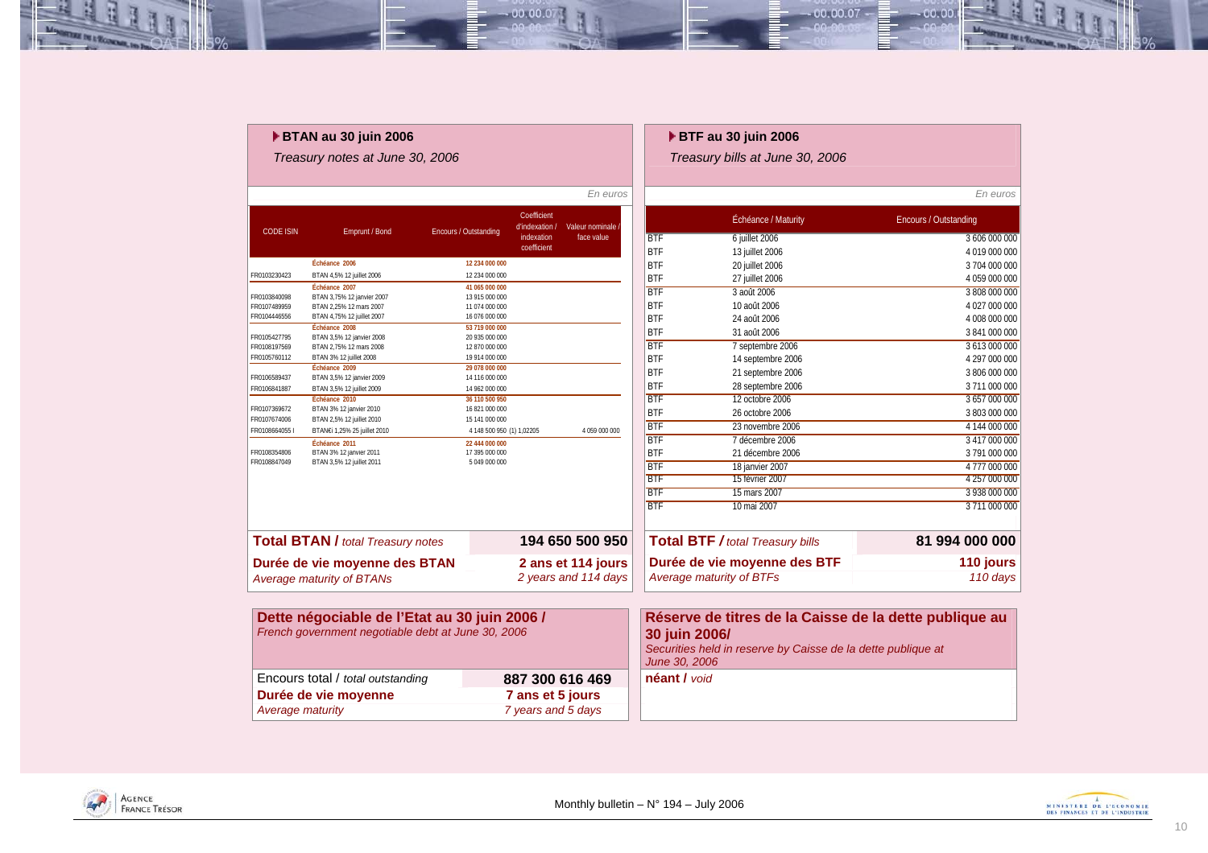## BTAN au 30 juin 2006

*Treasury notes at June 30, 2006*

*En euros*

| CODE ISIN | Emprunt / Bond | Encours / Outstanding | Coefficient d'indexation / indexation coefficient | Valeur nominale / face value |
|---|---|---|---|---|
| | **Échéance 2006** | **12 234 000 000** | | |
| FR0103230423 | BTAN 4,5% 12 juillet 2006 | 12 234 000 000 | | |
| | **Échéance 2007** | **41 065 000 000** | | |
| FR0103840098 | BTAN 3,75% 12 janvier 2007 | 13 915 000 000 | | |
| FR0107489959 | BTAN 2,25% 12 mars 2007 | 11 074 000 000 | | |
| FR0104446556 | BTAN 4,75% 12 juillet 2007 | 16 076 000 000 | | |
| | **Échéance 2008** | **53 719 000 000** | | |
| FR0105427795 | BTAN 3,5% 12 janvier 2008 | 20 935 000 000 | | |
| FR0108197569 | BTAN 2,75% 12 mars 2008 | 12 870 000 000 | | |
| FR0105760112 | BTAN 3% 12 juillet 2008 | 19 914 000 000 | | |
| | **Échéance 2009** | **29 078 000 000** | | |
| FR0106589437 | BTAN 3,5% 12 janvier 2009 | 14 116 000 000 | | |
| FR0106841887 | BTAN 3,5% 12 juillet 2009 | 14 962 000 000 | | |
| | **Échéance 2010** | **36 110 500 950** | | |
| FR0107369672 | BTAN 3% 12 janvier 2010 | 16 821 000 000 | | |
| FR0107674006 | BTAN 2,5% 12 juillet 2010 | 15 141 000 000 | | |
| FR0108664055 I | BTAN€i 1,25% 25 juillet 2010 | 4 148 500 950 (1) | 1,02205 | 4 059 000 000 |
| | **Échéance 2011** | **22 444 000 000** | | |
| FR0108354806 | BTAN 3% 12 janvier 2011 | 17 395 000 000 | | |
| FR0108847049 | BTAN 3,5% 12 juillet 2011 | 5 049 000 000 | | |

**Total BTAN /** *total Treasury notes* **194 650 500 950**

**Durée de vie moyenne des BTAN** **2 ans et 114 jours**
*Average maturity of BTANs* *2 years and 114 days*

## BTF au 30 juin 2006

*Treasury bills at June 30, 2006*

*En euros*

| | Échéance / Maturity | Encours / Outstanding |
|---|---|---|
| BTF | 6 juillet 2006 | 3 606 000 000 |
| BTF | 13 juillet 2006 | 4 019 000 000 |
| BTF | 20 juillet 2006 | 3 704 000 000 |
| BTF | 27 juillet 2006 | 4 059 000 000 |
| BTF | 3 août 2006 | 3 808 000 000 |
| BTF | 10 août 2006 | 4 027 000 000 |
| BTF | 24 août 2006 | 4 008 000 000 |
| BTF | 31 août 2006 | 3 841 000 000 |
| BTF | 7 septembre 2006 | 3 613 000 000 |
| BTF | 14 septembre 2006 | 4 297 000 000 |
| BTF | 21 septembre 2006 | 3 806 000 000 |
| BTF | 28 septembre 2006 | 3 711 000 000 |
| BTF | 12 octobre 2006 | 3 657 000 000 |
| BTF | 26 octobre 2006 | 3 803 000 000 |
| BTF | 23 novembre 2006 | 4 144 000 000 |
| BTF | 7 décembre 2006 | 3 417 000 000 |
| BTF | 21 décembre 2006 | 3 791 000 000 |
| BTF | 18 janvier 2007 | 4 777 000 000 |
| BTF | 15 février 2007 | 4 257 000 000 |
| BTF | 15 mars 2007 | 3 938 000 000 |
| BTF | 10 mai 2007 | 3 711 000 000 |

**Total BTF /** *total Treasury bills* **81 994 000 000**

**Durée de vie moyenne des BTF** **110 jours**
*Average maturity of BTFs* *110 days*

## Dette négociable de l'Etat au 30 juin 2006 /

*French government negotiable debt at June 30, 2006*

Encours total / *total outstanding* **887 300 616 469**

**Durée de vie moyenne** **7 ans et 5 jours**
*Average maturity* *7 years and 5 days*

## Réserve de titres de la Caisse de la dette publique au 30 juin 2006/

*Securities held in reserve by Caisse de la dette publique at June 30, 2006*

**néant /** *void*